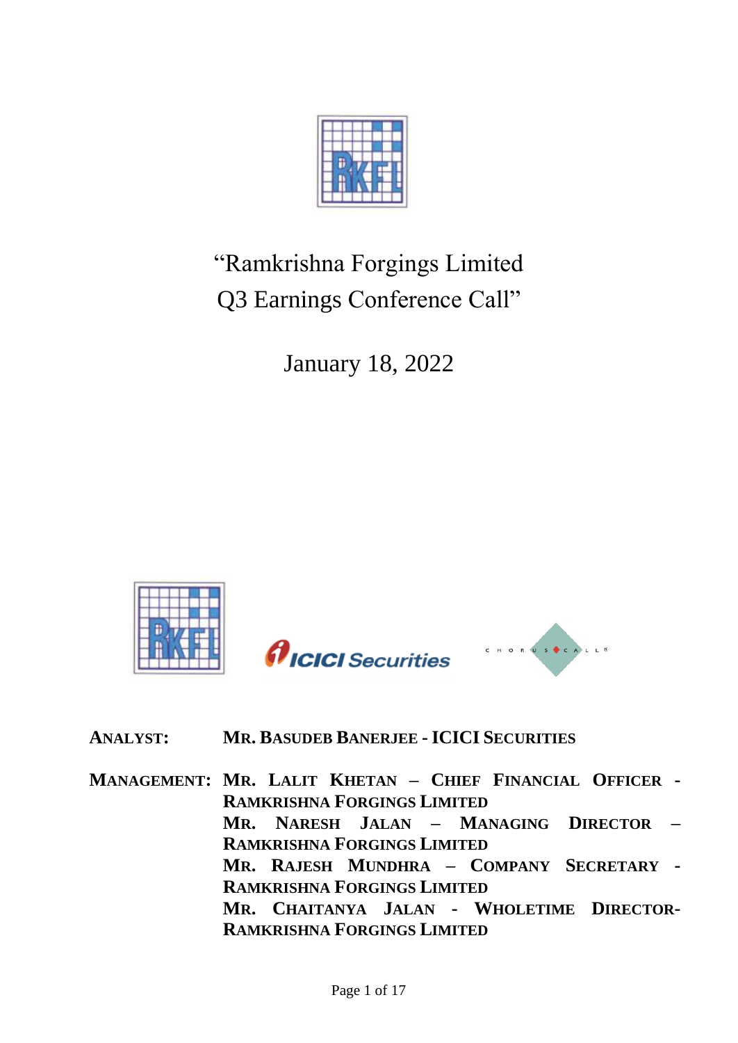# "Ramkrishna Forgings Limited Q3 Earnings Conference Call"

January 18, 2022

**ANALYST:** **MR. BASUDEB BANERJEE - ICICI SECURITIES**

**MANAGEMENT:** **MR. LALIT KHETAN – CHIEF FINANCIAL OFFICER - RAMKRISHNA FORGINGS LIMITED**
**MR. NARESH JALAN – MANAGING DIRECTOR – RAMKRISHNA FORGINGS LIMITED**
**MR. RAJESH MUNDHRA – COMPANY SECRETARY - RAMKRISHNA FORGINGS LIMITED**
**MR. CHAITANYA JALAN - WHOLETIME DIRECTOR- RAMKRISHNA FORGINGS LIMITED**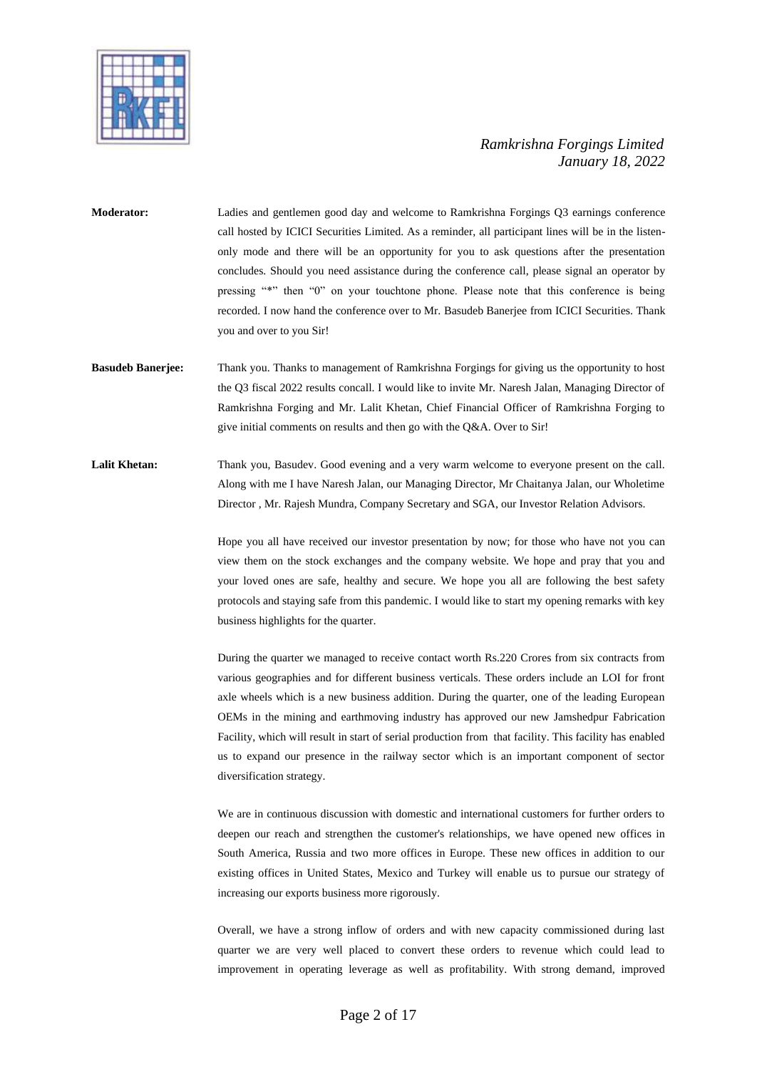**Moderator:** Ladies and gentlemen good day and welcome to Ramkrishna Forgings Q3 earnings conference call hosted by ICICI Securities Limited. As a reminder, all participant lines will be in the listen-only mode and there will be an opportunity for you to ask questions after the presentation concludes. Should you need assistance during the conference call, please signal an operator by pressing "*" then "0" on your touchtone phone. Please note that this conference is being recorded. I now hand the conference over to Mr. Basudeb Banerjee from ICICI Securities. Thank you and over to you Sir!

**Basudeb Banerjee:** Thank you. Thanks to management of Ramkrishna Forgings for giving us the opportunity to host the Q3 fiscal 2022 results concall. I would like to invite Mr. Naresh Jalan, Managing Director of Ramkrishna Forging and Mr. Lalit Khetan, Chief Financial Officer of Ramkrishna Forging to give initial comments on results and then go with the Q&A. Over to Sir!

**Lalit Khetan:** Thank you, Basudev. Good evening and a very warm welcome to everyone present on the call. Along with me I have Naresh Jalan, our Managing Director, Mr Chaitanya Jalan, our Wholetime Director , Mr. Rajesh Mundra, Company Secretary and SGA, our Investor Relation Advisors.

Hope you all have received our investor presentation by now; for those who have not you can view them on the stock exchanges and the company website. We hope and pray that you and your loved ones are safe, healthy and secure. We hope you all are following the best safety protocols and staying safe from this pandemic. I would like to start my opening remarks with key business highlights for the quarter.

During the quarter we managed to receive contact worth Rs.220 Crores from six contracts from various geographies and for different business verticals. These orders include an LOI for front axle wheels which is a new business addition. During the quarter, one of the leading European OEMs in the mining and earthmoving industry has approved our new Jamshedpur Fabrication Facility, which will result in start of serial production from that facility. This facility has enabled us to expand our presence in the railway sector which is an important component of sector diversification strategy.

We are in continuous discussion with domestic and international customers for further orders to deepen our reach and strengthen the customer's relationships, we have opened new offices in South America, Russia and two more offices in Europe. These new offices in addition to our existing offices in United States, Mexico and Turkey will enable us to pursue our strategy of increasing our exports business more rigorously.

Overall, we have a strong inflow of orders and with new capacity commissioned during last quarter we are very well placed to convert these orders to revenue which could lead to improvement in operating leverage as well as profitability. With strong demand, improved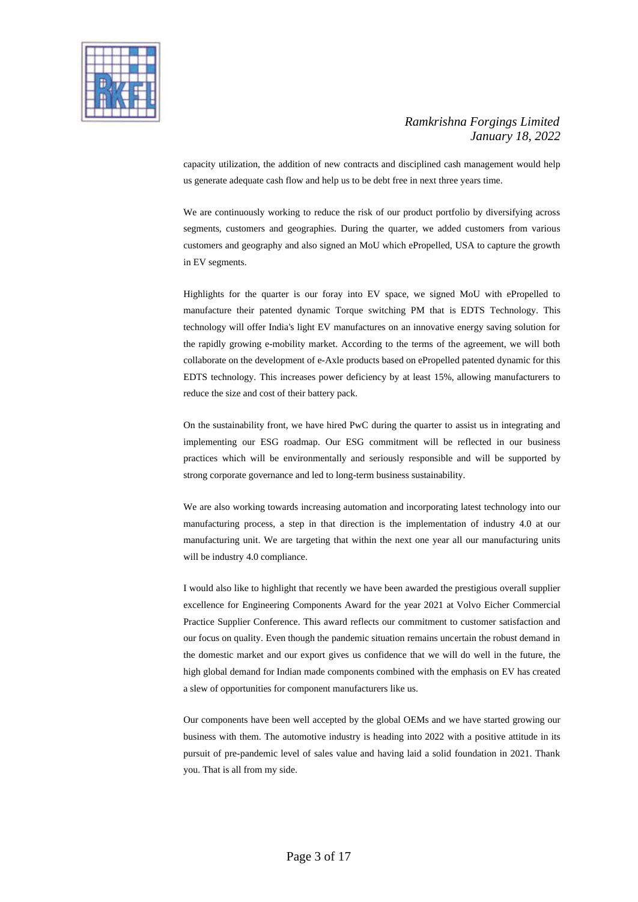capacity utilization, the addition of new contracts and disciplined cash management would help us generate adequate cash flow and help us to be debt free in next three years time.

We are continuously working to reduce the risk of our product portfolio by diversifying across segments, customers and geographies. During the quarter, we added customers from various customers and geography and also signed an MoU which ePropelled, USA to capture the growth in EV segments.

Highlights for the quarter is our foray into EV space, we signed MoU with ePropelled to manufacture their patented dynamic Torque switching PM that is EDTS Technology. This technology will offer India's light EV manufactures on an innovative energy saving solution for the rapidly growing e-mobility market. According to the terms of the agreement, we will both collaborate on the development of e-Axle products based on ePropelled patented dynamic for this EDTS technology. This increases power deficiency by at least 15%, allowing manufacturers to reduce the size and cost of their battery pack.

On the sustainability front, we have hired PwC during the quarter to assist us in integrating and implementing our ESG roadmap. Our ESG commitment will be reflected in our business practices which will be environmentally and seriously responsible and will be supported by strong corporate governance and led to long-term business sustainability.

We are also working towards increasing automation and incorporating latest technology into our manufacturing process, a step in that direction is the implementation of industry 4.0 at our manufacturing unit. We are targeting that within the next one year all our manufacturing units will be industry 4.0 compliance.

I would also like to highlight that recently we have been awarded the prestigious overall supplier excellence for Engineering Components Award for the year 2021 at Volvo Eicher Commercial Practice Supplier Conference. This award reflects our commitment to customer satisfaction and our focus on quality. Even though the pandemic situation remains uncertain the robust demand in the domestic market and our export gives us confidence that we will do well in the future, the high global demand for Indian made components combined with the emphasis on EV has created a slew of opportunities for component manufacturers like us.

Our components have been well accepted by the global OEMs and we have started growing our business with them. The automotive industry is heading into 2022 with a positive attitude in its pursuit of pre-pandemic level of sales value and having laid a solid foundation in 2021. Thank you. That is all from my side.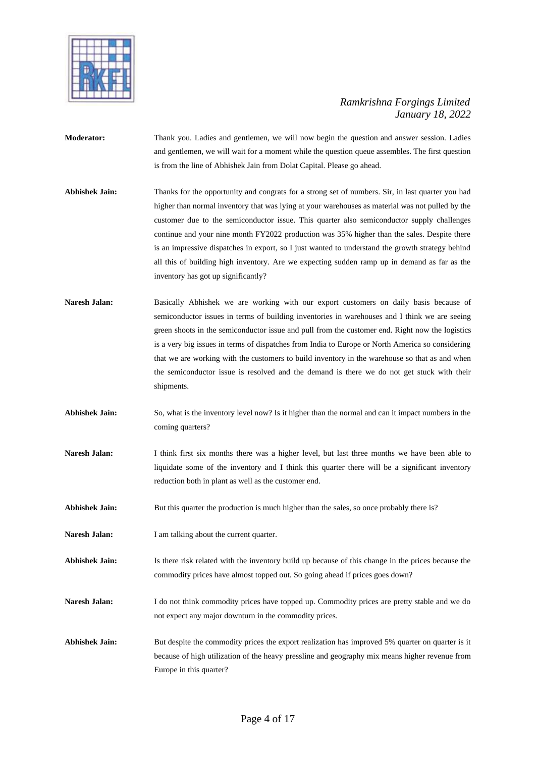**Moderator:** Thank you. Ladies and gentlemen, we will now begin the question and answer session. Ladies and gentlemen, we will wait for a moment while the question queue assembles. The first question is from the line of Abhishek Jain from Dolat Capital. Please go ahead.

**Abhishek Jain:** Thanks for the opportunity and congrats for a strong set of numbers. Sir, in last quarter you had higher than normal inventory that was lying at your warehouses as material was not pulled by the customer due to the semiconductor issue. This quarter also semiconductor supply challenges continue and your nine month FY2022 production was 35% higher than the sales. Despite there is an impressive dispatches in export, so I just wanted to understand the growth strategy behind all this of building high inventory. Are we expecting sudden ramp up in demand as far as the inventory has got up significantly?

**Naresh Jalan:** Basically Abhishek we are working with our export customers on daily basis because of semiconductor issues in terms of building inventories in warehouses and I think we are seeing green shoots in the semiconductor issue and pull from the customer end. Right now the logistics is a very big issues in terms of dispatches from India to Europe or North America so considering that we are working with the customers to build inventory in the warehouse so that as and when the semiconductor issue is resolved and the demand is there we do not get stuck with their shipments.

**Abhishek Jain:** So, what is the inventory level now? Is it higher than the normal and can it impact numbers in the coming quarters?

**Naresh Jalan:** I think first six months there was a higher level, but last three months we have been able to liquidate some of the inventory and I think this quarter there will be a significant inventory reduction both in plant as well as the customer end.

**Abhishek Jain:** But this quarter the production is much higher than the sales, so once probably there is?

**Naresh Jalan:** I am talking about the current quarter.

**Abhishek Jain:** Is there risk related with the inventory build up because of this change in the prices because the commodity prices have almost topped out. So going ahead if prices goes down?

**Naresh Jalan:** I do not think commodity prices have topped up. Commodity prices are pretty stable and we do not expect any major downturn in the commodity prices.

**Abhishek Jain:** But despite the commodity prices the export realization has improved 5% quarter on quarter is it because of high utilization of the heavy pressline and geography mix means higher revenue from Europe in this quarter?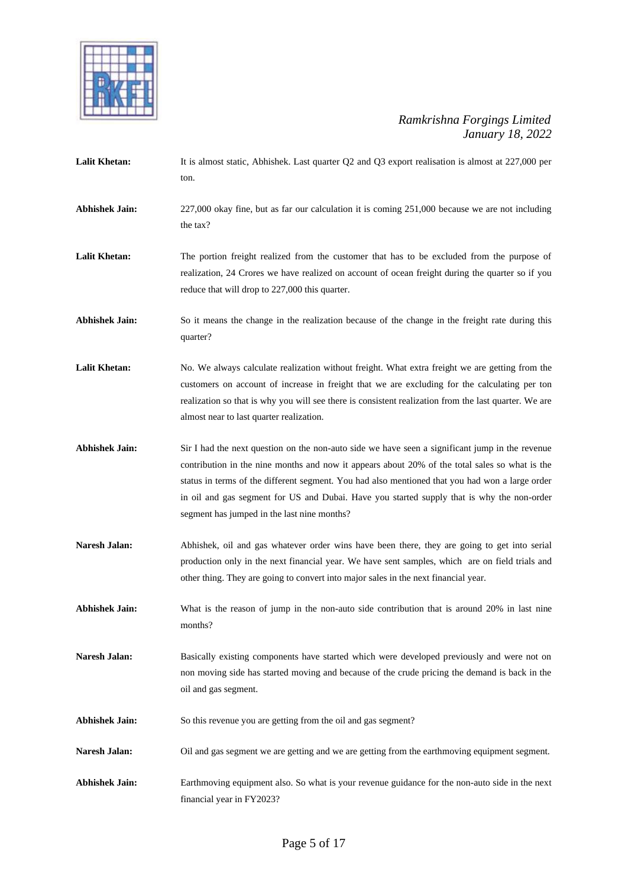**Lalit Khetan:** It is almost static, Abhishek. Last quarter Q2 and Q3 export realisation is almost at 227,000 per ton.

**Abhishek Jain:** 227,000 okay fine, but as far our calculation it is coming 251,000 because we are not including the tax?

**Lalit Khetan:** The portion freight realized from the customer that has to be excluded from the purpose of realization, 24 Crores we have realized on account of ocean freight during the quarter so if you reduce that will drop to 227,000 this quarter.

**Abhishek Jain:** So it means the change in the realization because of the change in the freight rate during this quarter?

**Lalit Khetan:** No. We always calculate realization without freight. What extra freight we are getting from the customers on account of increase in freight that we are excluding for the calculating per ton realization so that is why you will see there is consistent realization from the last quarter. We are almost near to last quarter realization.

**Abhishek Jain:** Sir I had the next question on the non-auto side we have seen a significant jump in the revenue contribution in the nine months and now it appears about 20% of the total sales so what is the status in terms of the different segment. You had also mentioned that you had won a large order in oil and gas segment for US and Dubai. Have you started supply that is why the non-order segment has jumped in the last nine months?

**Naresh Jalan:** Abhishek, oil and gas whatever order wins have been there, they are going to get into serial production only in the next financial year. We have sent samples, which are on field trials and other thing. They are going to convert into major sales in the next financial year.

**Abhishek Jain:** What is the reason of jump in the non-auto side contribution that is around 20% in last nine months?

**Naresh Jalan:** Basically existing components have started which were developed previously and were not on non moving side has started moving and because of the crude pricing the demand is back in the oil and gas segment.

**Abhishek Jain:** So this revenue you are getting from the oil and gas segment?

**Naresh Jalan:** Oil and gas segment we are getting and we are getting from the earthmoving equipment segment.

**Abhishek Jain:** Earthmoving equipment also. So what is your revenue guidance for the non-auto side in the next financial year in FY2023?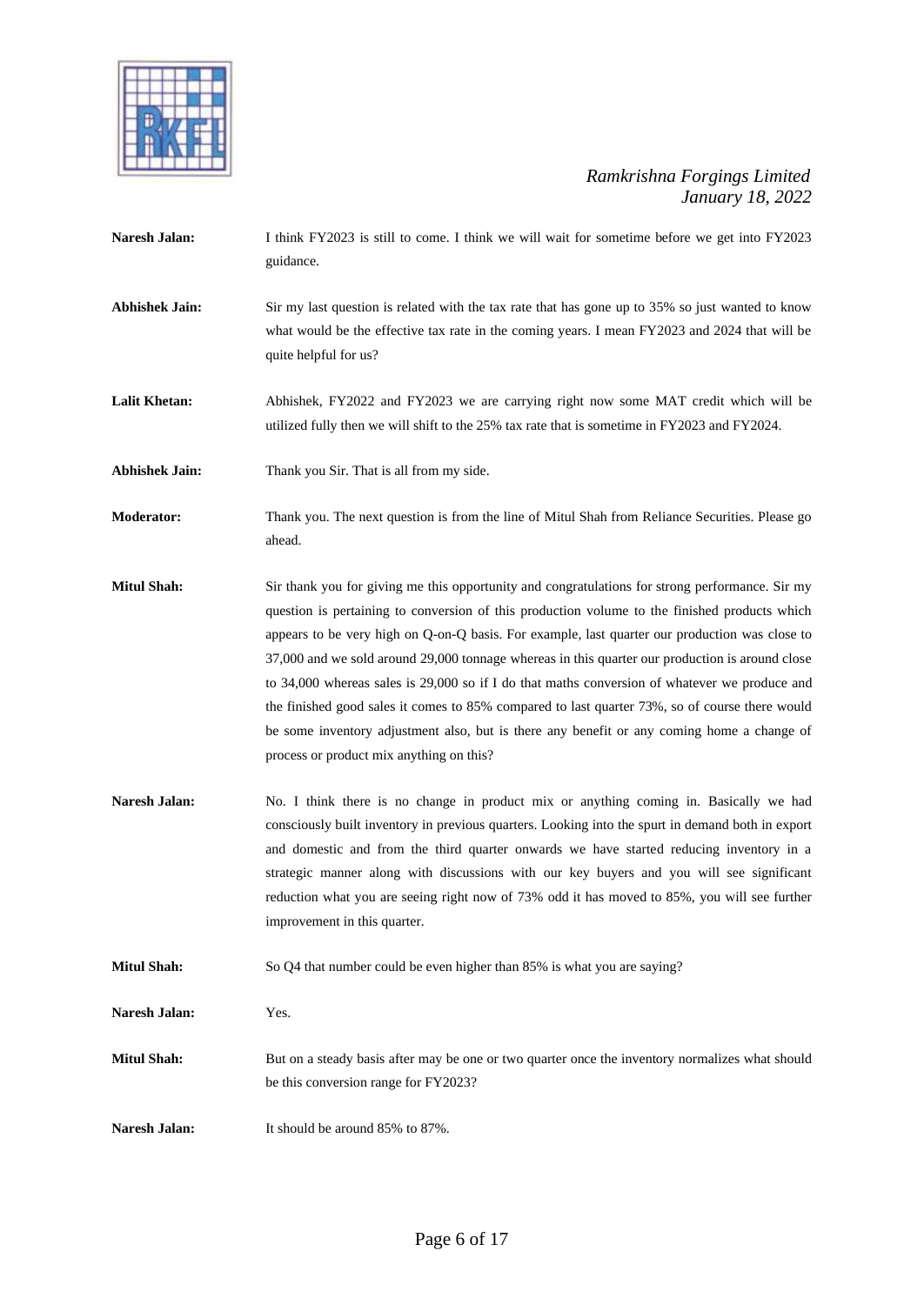**Naresh Jalan:** I think FY2023 is still to come. I think we will wait for sometime before we get into FY2023 guidance.

**Abhishek Jain:** Sir my last question is related with the tax rate that has gone up to 35% so just wanted to know what would be the effective tax rate in the coming years. I mean FY2023 and 2024 that will be quite helpful for us?

**Lalit Khetan:** Abhishek, FY2022 and FY2023 we are carrying right now some MAT credit which will be utilized fully then we will shift to the 25% tax rate that is sometime in FY2023 and FY2024.

**Abhishek Jain:** Thank you Sir. That is all from my side.

**Moderator:** Thank you. The next question is from the line of Mitul Shah from Reliance Securities. Please go ahead.

**Mitul Shah:** Sir thank you for giving me this opportunity and congratulations for strong performance. Sir my question is pertaining to conversion of this production volume to the finished products which appears to be very high on Q-on-Q basis. For example, last quarter our production was close to 37,000 and we sold around 29,000 tonnage whereas in this quarter our production is around close to 34,000 whereas sales is 29,000 so if I do that maths conversion of whatever we produce and the finished good sales it comes to 85% compared to last quarter 73%, so of course there would be some inventory adjustment also, but is there any benefit or any coming home a change of process or product mix anything on this?

**Naresh Jalan:** No. I think there is no change in product mix or anything coming in. Basically we had consciously built inventory in previous quarters. Looking into the spurt in demand both in export and domestic and from the third quarter onwards we have started reducing inventory in a strategic manner along with discussions with our key buyers and you will see significant reduction what you are seeing right now of 73% odd it has moved to 85%, you will see further improvement in this quarter.

**Mitul Shah:** So Q4 that number could be even higher than 85% is what you are saying?

**Naresh Jalan:** Yes.

**Mitul Shah:** But on a steady basis after may be one or two quarter once the inventory normalizes what should be this conversion range for FY2023?

**Naresh Jalan:** It should be around 85% to 87%.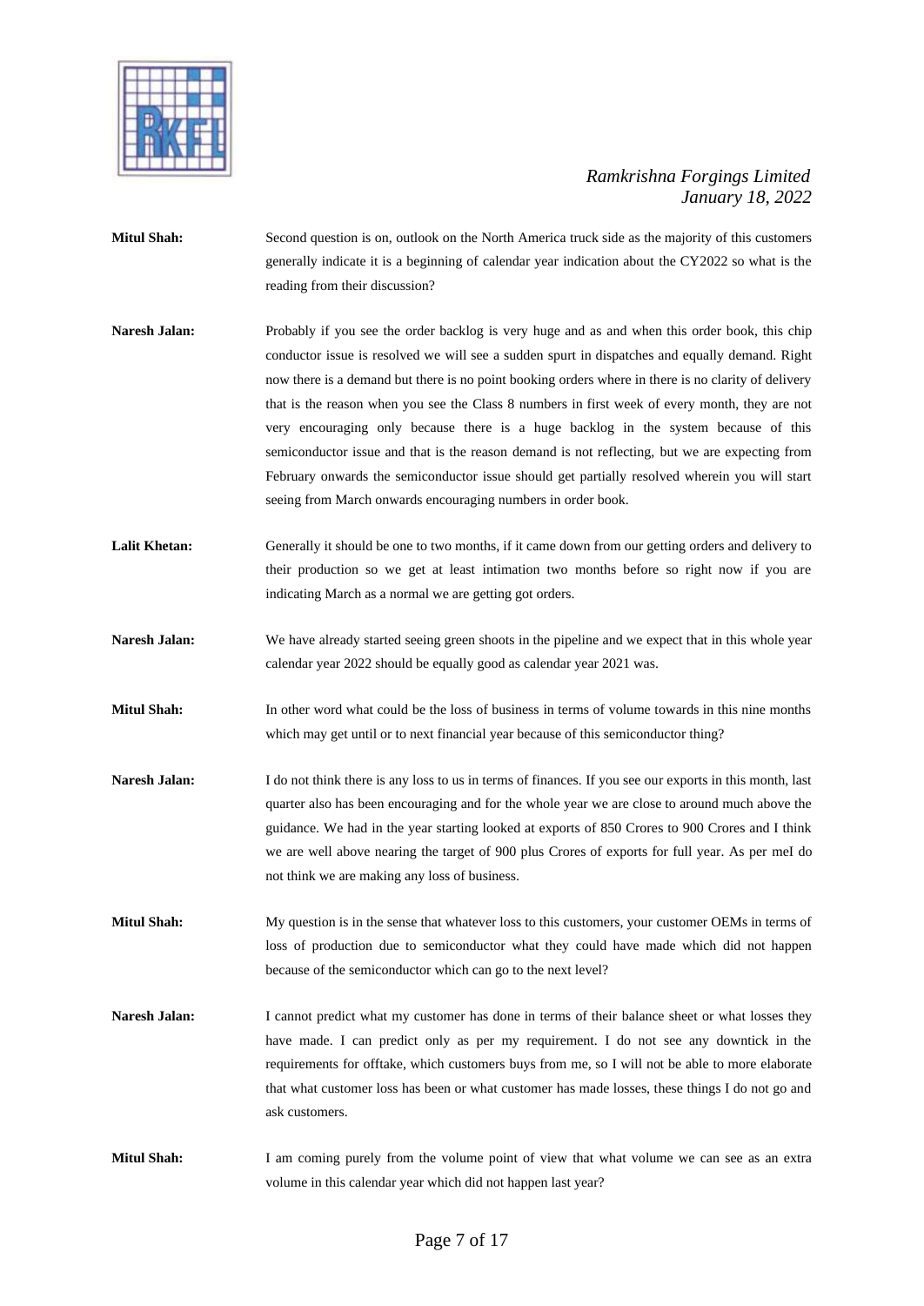**Mitul Shah:** Second question is on, outlook on the North America truck side as the majority of this customers generally indicate it is a beginning of calendar year indication about the CY2022 so what is the reading from their discussion?

**Naresh Jalan:** Probably if you see the order backlog is very huge and as and when this order book, this chip conductor issue is resolved we will see a sudden spurt in dispatches and equally demand. Right now there is a demand but there is no point booking orders where in there is no clarity of delivery that is the reason when you see the Class 8 numbers in first week of every month, they are not very encouraging only because there is a huge backlog in the system because of this semiconductor issue and that is the reason demand is not reflecting, but we are expecting from February onwards the semiconductor issue should get partially resolved wherein you will start seeing from March onwards encouraging numbers in order book.

**Lalit Khetan:** Generally it should be one to two months, if it came down from our getting orders and delivery to their production so we get at least intimation two months before so right now if you are indicating March as a normal we are getting got orders.

**Naresh Jalan:** We have already started seeing green shoots in the pipeline and we expect that in this whole year calendar year 2022 should be equally good as calendar year 2021 was.

**Mitul Shah:** In other word what could be the loss of business in terms of volume towards in this nine months which may get until or to next financial year because of this semiconductor thing?

**Naresh Jalan:** I do not think there is any loss to us in terms of finances. If you see our exports in this month, last quarter also has been encouraging and for the whole year we are close to around much above the guidance. We had in the year starting looked at exports of 850 Crores to 900 Crores and I think we are well above nearing the target of 900 plus Crores of exports for full year. As per meI do not think we are making any loss of business.

**Mitul Shah:** My question is in the sense that whatever loss to this customers, your customer OEMs in terms of loss of production due to semiconductor what they could have made which did not happen because of the semiconductor which can go to the next level?

**Naresh Jalan:** I cannot predict what my customer has done in terms of their balance sheet or what losses they have made. I can predict only as per my requirement. I do not see any downtick in the requirements for offtake, which customers buys from me, so I will not be able to more elaborate that what customer loss has been or what customer has made losses, these things I do not go and ask customers.

**Mitul Shah:** I am coming purely from the volume point of view that what volume we can see as an extra volume in this calendar year which did not happen last year?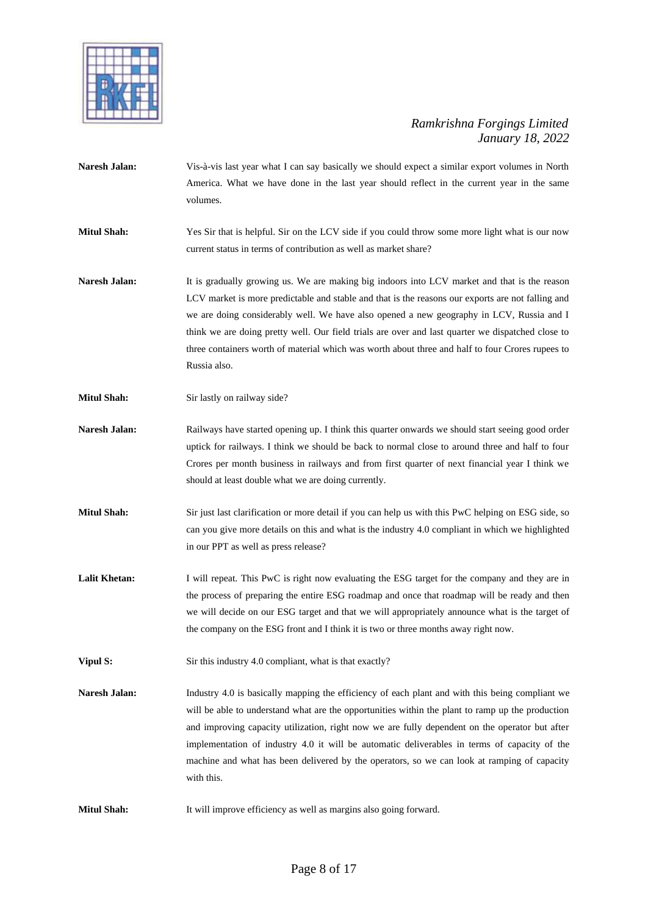**Naresh Jalan:** Vis-à-vis last year what I can say basically we should expect a similar export volumes in North America. What we have done in the last year should reflect in the current year in the same volumes.

**Mitul Shah:** Yes Sir that is helpful. Sir on the LCV side if you could throw some more light what is our now current status in terms of contribution as well as market share?

**Naresh Jalan:** It is gradually growing us. We are making big indoors into LCV market and that is the reason LCV market is more predictable and stable and that is the reasons our exports are not falling and we are doing considerably well. We have also opened a new geography in LCV, Russia and I think we are doing pretty well. Our field trials are over and last quarter we dispatched close to three containers worth of material which was worth about three and half to four Crores rupees to Russia also.

**Mitul Shah:** Sir lastly on railway side?

**Naresh Jalan:** Railways have started opening up. I think this quarter onwards we should start seeing good order uptick for railways. I think we should be back to normal close to around three and half to four Crores per month business in railways and from first quarter of next financial year I think we should at least double what we are doing currently.

**Mitul Shah:** Sir just last clarification or more detail if you can help us with this PwC helping on ESG side, so can you give more details on this and what is the industry 4.0 compliant in which we highlighted in our PPT as well as press release?

**Lalit Khetan:** I will repeat. This PwC is right now evaluating the ESG target for the company and they are in the process of preparing the entire ESG roadmap and once that roadmap will be ready and then we will decide on our ESG target and that we will appropriately announce what is the target of the company on the ESG front and I think it is two or three months away right now.

**Vipul S:** Sir this industry 4.0 compliant, what is that exactly?

**Naresh Jalan:** Industry 4.0 is basically mapping the efficiency of each plant and with this being compliant we will be able to understand what are the opportunities within the plant to ramp up the production and improving capacity utilization, right now we are fully dependent on the operator but after implementation of industry 4.0 it will be automatic deliverables in terms of capacity of the machine and what has been delivered by the operators, so we can look at ramping of capacity with this.

**Mitul Shah:** It will improve efficiency as well as margins also going forward.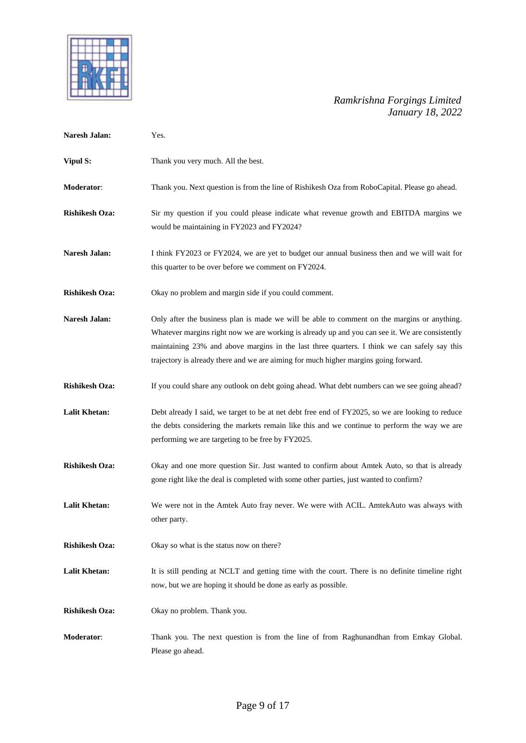**Naresh Jalan:** Yes.

**Vipul S:** Thank you very much. All the best.

**Moderator**: Thank you. Next question is from the line of Rishikesh Oza from RoboCapital. Please go ahead.

**Rishikesh Oza:** Sir my question if you could please indicate what revenue growth and EBITDA margins we would be maintaining in FY2023 and FY2024?

**Naresh Jalan:** I think FY2023 or FY2024, we are yet to budget our annual business then and we will wait for this quarter to be over before we comment on FY2024.

**Rishikesh Oza:** Okay no problem and margin side if you could comment.

**Naresh Jalan:** Only after the business plan is made we will be able to comment on the margins or anything. Whatever margins right now we are working is already up and you can see it. We are consistently maintaining 23% and above margins in the last three quarters. I think we can safely say this trajectory is already there and we are aiming for much higher margins going forward.

**Rishikesh Oza:** If you could share any outlook on debt going ahead. What debt numbers can we see going ahead?

**Lalit Khetan:** Debt already I said, we target to be at net debt free end of FY2025, so we are looking to reduce the debts considering the markets remain like this and we continue to perform the way we are performing we are targeting to be free by FY2025.

**Rishikesh Oza:** Okay and one more question Sir. Just wanted to confirm about Amtek Auto, so that is already gone right like the deal is completed with some other parties, just wanted to confirm?

**Lalit Khetan:** We were not in the Amtek Auto fray never. We were with ACIL. AmtekAuto was always with other party.

**Rishikesh Oza:** Okay so what is the status now on there?

**Lalit Khetan:** It is still pending at NCLT and getting time with the court. There is no definite timeline right now, but we are hoping it should be done as early as possible.

**Rishikesh Oza:** Okay no problem. Thank you.

**Moderator**: Thank you. The next question is from the line of from Raghunandhan from Emkay Global. Please go ahead.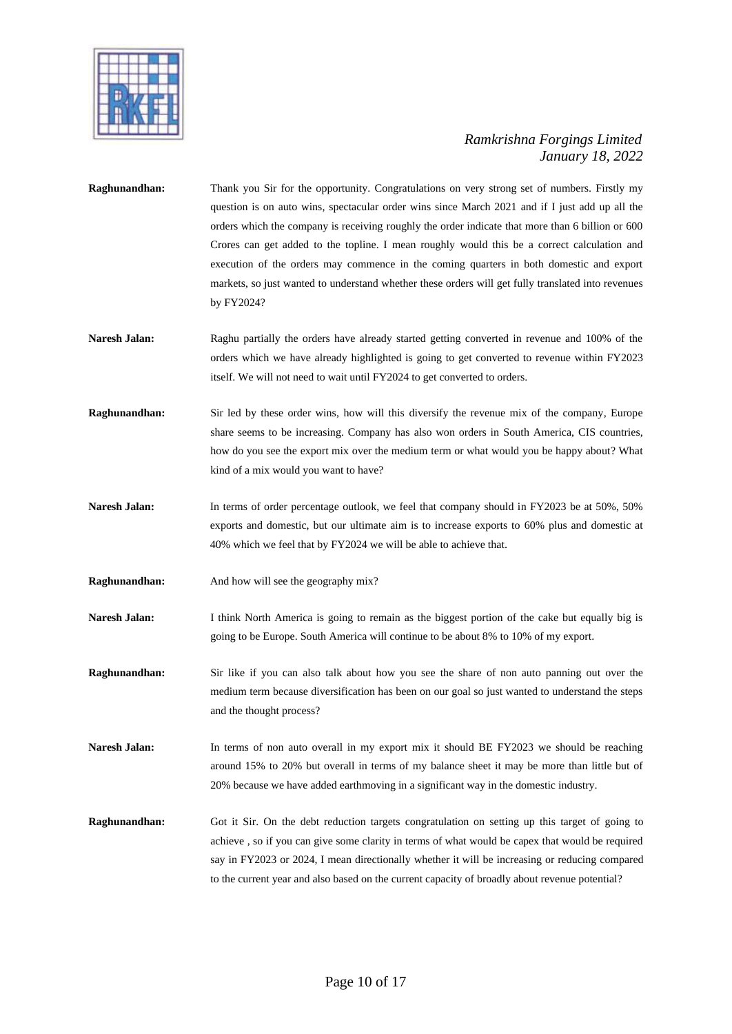**Raghunandhan:** Thank you Sir for the opportunity. Congratulations on very strong set of numbers. Firstly my question is on auto wins, spectacular order wins since March 2021 and if I just add up all the orders which the company is receiving roughly the order indicate that more than 6 billion or 600 Crores can get added to the topline. I mean roughly would this be a correct calculation and execution of the orders may commence in the coming quarters in both domestic and export markets, so just wanted to understand whether these orders will get fully translated into revenues by FY2024?

**Naresh Jalan:** Raghu partially the orders have already started getting converted in revenue and 100% of the orders which we have already highlighted is going to get converted to revenue within FY2023 itself. We will not need to wait until FY2024 to get converted to orders.

**Raghunandhan:** Sir led by these order wins, how will this diversify the revenue mix of the company, Europe share seems to be increasing. Company has also won orders in South America, CIS countries, how do you see the export mix over the medium term or what would you be happy about? What kind of a mix would you want to have?

**Naresh Jalan:** In terms of order percentage outlook, we feel that company should in FY2023 be at 50%, 50% exports and domestic, but our ultimate aim is to increase exports to 60% plus and domestic at 40% which we feel that by FY2024 we will be able to achieve that.

**Raghunandhan:** And how will see the geography mix?

**Naresh Jalan:** I think North America is going to remain as the biggest portion of the cake but equally big is going to be Europe. South America will continue to be about 8% to 10% of my export.

**Raghunandhan:** Sir like if you can also talk about how you see the share of non auto panning out over the medium term because diversification has been on our goal so just wanted to understand the steps and the thought process?

**Naresh Jalan:** In terms of non auto overall in my export mix it should BE FY2023 we should be reaching around 15% to 20% but overall in terms of my balance sheet it may be more than little but of 20% because we have added earthmoving in a significant way in the domestic industry.

**Raghunandhan:** Got it Sir. On the debt reduction targets congratulation on setting up this target of going to achieve , so if you can give some clarity in terms of what would be capex that would be required say in FY2023 or 2024, I mean directionally whether it will be increasing or reducing compared to the current year and also based on the current capacity of broadly about revenue potential?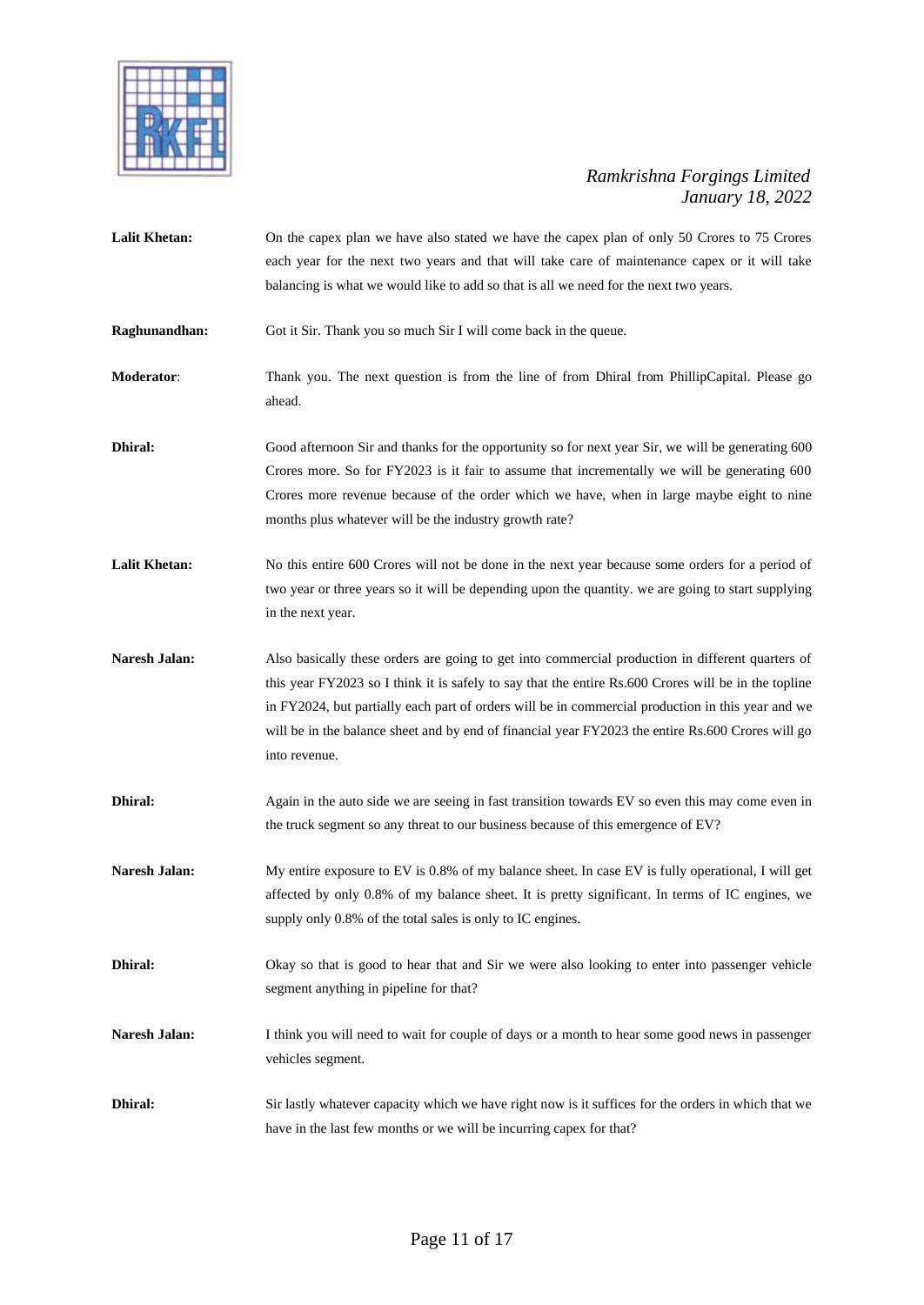**Lalit Khetan:** On the capex plan we have also stated we have the capex plan of only 50 Crores to 75 Crores each year for the next two years and that will take care of maintenance capex or it will take balancing is what we would like to add so that is all we need for the next two years.

**Raghunandhan:** Got it Sir. Thank you so much Sir I will come back in the queue.

**Moderator**: Thank you. The next question is from the line of from Dhiral from PhillipCapital. Please go ahead.

**Dhiral:** Good afternoon Sir and thanks for the opportunity so for next year Sir, we will be generating 600 Crores more. So for FY2023 is it fair to assume that incrementally we will be generating 600 Crores more revenue because of the order which we have, when in large maybe eight to nine months plus whatever will be the industry growth rate?

**Lalit Khetan:** No this entire 600 Crores will not be done in the next year because some orders for a period of two year or three years so it will be depending upon the quantity. we are going to start supplying in the next year.

**Naresh Jalan:** Also basically these orders are going to get into commercial production in different quarters of this year FY2023 so I think it is safely to say that the entire Rs.600 Crores will be in the topline in FY2024, but partially each part of orders will be in commercial production in this year and we will be in the balance sheet and by end of financial year FY2023 the entire Rs.600 Crores will go into revenue.

**Dhiral:** Again in the auto side we are seeing in fast transition towards EV so even this may come even in the truck segment so any threat to our business because of this emergence of EV?

**Naresh Jalan:** My entire exposure to EV is 0.8% of my balance sheet. In case EV is fully operational, I will get affected by only 0.8% of my balance sheet. It is pretty significant. In terms of IC engines, we supply only 0.8% of the total sales is only to IC engines.

**Dhiral:** Okay so that is good to hear that and Sir we were also looking to enter into passenger vehicle segment anything in pipeline for that?

**Naresh Jalan:** I think you will need to wait for couple of days or a month to hear some good news in passenger vehicles segment.

**Dhiral:** Sir lastly whatever capacity which we have right now is it suffices for the orders in which that we have in the last few months or we will be incurring capex for that?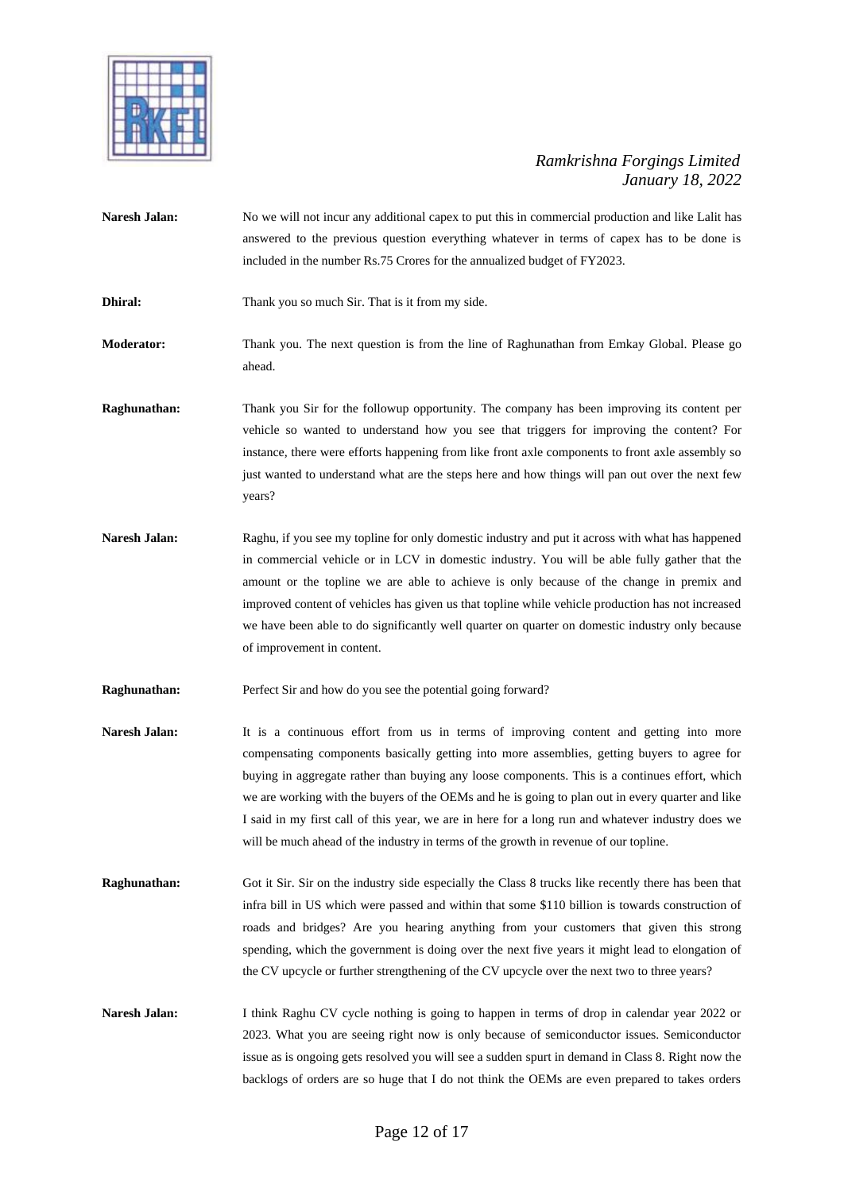**Naresh Jalan:** No we will not incur any additional capex to put this in commercial production and like Lalit has answered to the previous question everything whatever in terms of capex has to be done is included in the number Rs.75 Crores for the annualized budget of FY2023.

**Dhiral:** Thank you so much Sir. That is it from my side.

**Moderator:** Thank you. The next question is from the line of Raghunathan from Emkay Global. Please go ahead.

**Raghunathan:** Thank you Sir for the followup opportunity. The company has been improving its content per vehicle so wanted to understand how you see that triggers for improving the content? For instance, there were efforts happening from like front axle components to front axle assembly so just wanted to understand what are the steps here and how things will pan out over the next few years?

**Naresh Jalan:** Raghu, if you see my topline for only domestic industry and put it across with what has happened in commercial vehicle or in LCV in domestic industry. You will be able fully gather that the amount or the topline we are able to achieve is only because of the change in premix and improved content of vehicles has given us that topline while vehicle production has not increased we have been able to do significantly well quarter on quarter on domestic industry only because of improvement in content.

**Raghunathan:** Perfect Sir and how do you see the potential going forward?

**Naresh Jalan:** It is a continuous effort from us in terms of improving content and getting into more compensating components basically getting into more assemblies, getting buyers to agree for buying in aggregate rather than buying any loose components. This is a continues effort, which we are working with the buyers of the OEMs and he is going to plan out in every quarter and like I said in my first call of this year, we are in here for a long run and whatever industry does we will be much ahead of the industry in terms of the growth in revenue of our topline.

**Raghunathan:** Got it Sir. Sir on the industry side especially the Class 8 trucks like recently there has been that infra bill in US which were passed and within that some $110 billion is towards construction of roads and bridges? Are you hearing anything from your customers that given this strong spending, which the government is doing over the next five years it might lead to elongation of the CV upcycle or further strengthening of the CV upcycle over the next two to three years?

**Naresh Jalan:** I think Raghu CV cycle nothing is going to happen in terms of drop in calendar year 2022 or 2023. What you are seeing right now is only because of semiconductor issues. Semiconductor issue as is ongoing gets resolved you will see a sudden spurt in demand in Class 8. Right now the backlogs of orders are so huge that I do not think the OEMs are even prepared to takes orders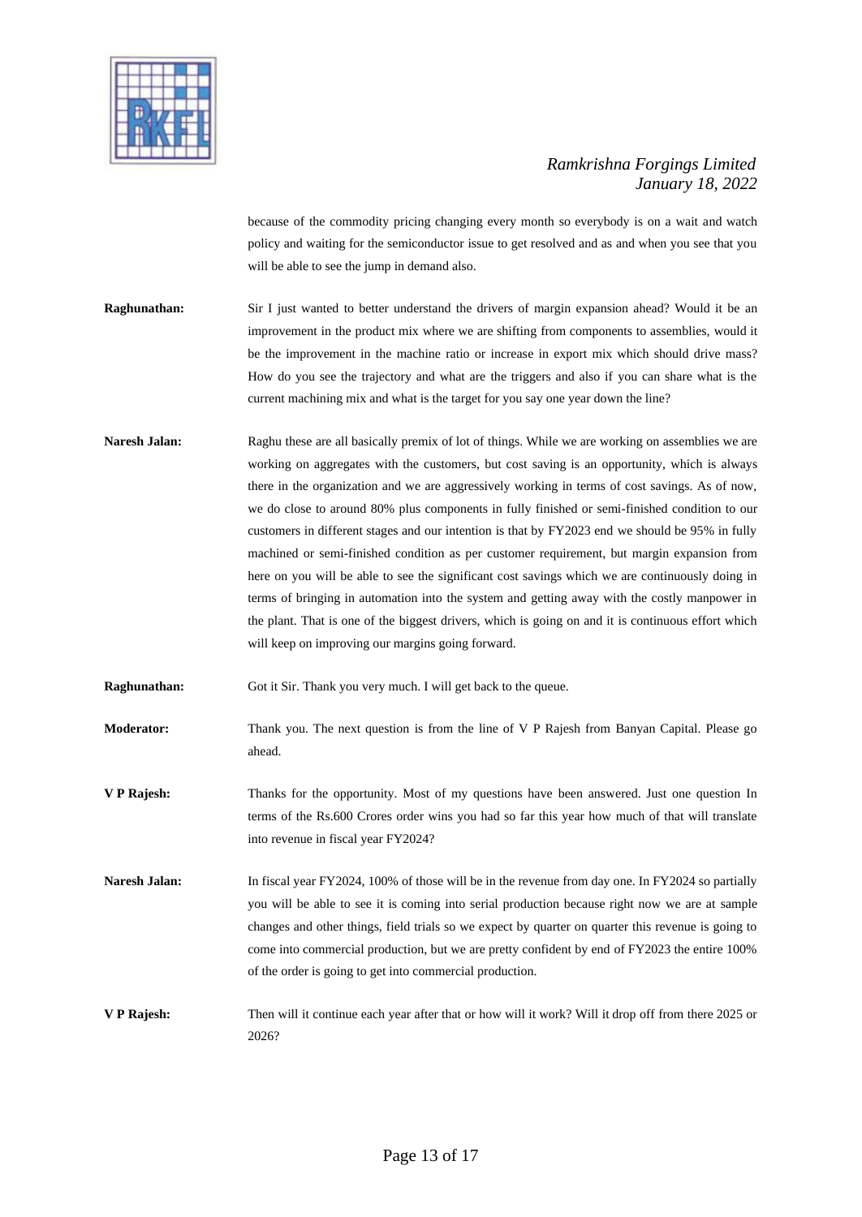because of the commodity pricing changing every month so everybody is on a wait and watch policy and waiting for the semiconductor issue to get resolved and as and when you see that you will be able to see the jump in demand also.

**Raghunathan:** Sir I just wanted to better understand the drivers of margin expansion ahead? Would it be an improvement in the product mix where we are shifting from components to assemblies, would it be the improvement in the machine ratio or increase in export mix which should drive mass? How do you see the trajectory and what are the triggers and also if you can share what is the current machining mix and what is the target for you say one year down the line?

**Naresh Jalan:** Raghu these are all basically premix of lot of things. While we are working on assemblies we are working on aggregates with the customers, but cost saving is an opportunity, which is always there in the organization and we are aggressively working in terms of cost savings. As of now, we do close to around 80% plus components in fully finished or semi-finished condition to our customers in different stages and our intention is that by FY2023 end we should be 95% in fully machined or semi-finished condition as per customer requirement, but margin expansion from here on you will be able to see the significant cost savings which we are continuously doing in terms of bringing in automation into the system and getting away with the costly manpower in the plant. That is one of the biggest drivers, which is going on and it is continuous effort which will keep on improving our margins going forward.

**Raghunathan:** Got it Sir. Thank you very much. I will get back to the queue.

**Moderator:** Thank you. The next question is from the line of V P Rajesh from Banyan Capital. Please go ahead.

**V P Rajesh:** Thanks for the opportunity. Most of my questions have been answered. Just one question In terms of the Rs.600 Crores order wins you had so far this year how much of that will translate into revenue in fiscal year FY2024?

**Naresh Jalan:** In fiscal year FY2024, 100% of those will be in the revenue from day one. In FY2024 so partially you will be able to see it is coming into serial production because right now we are at sample changes and other things, field trials so we expect by quarter on quarter this revenue is going to come into commercial production, but we are pretty confident by end of FY2023 the entire 100% of the order is going to get into commercial production.

**V P Rajesh:** Then will it continue each year after that or how will it work? Will it drop off from there 2025 or 2026?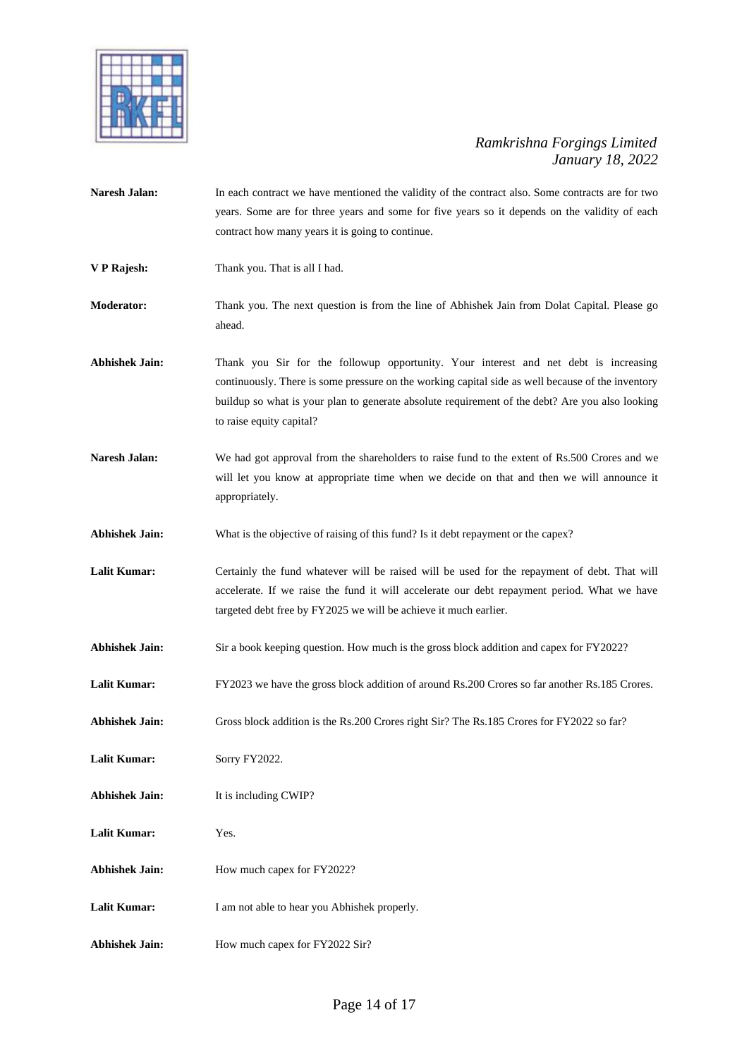**Naresh Jalan:** In each contract we have mentioned the validity of the contract also. Some contracts are for two years. Some are for three years and some for five years so it depends on the validity of each contract how many years it is going to continue.

**V P Rajesh:** Thank you. That is all I had.

**Moderator:** Thank you. The next question is from the line of Abhishek Jain from Dolat Capital. Please go ahead.

**Abhishek Jain:** Thank you Sir for the followup opportunity. Your interest and net debt is increasing continuously. There is some pressure on the working capital side as well because of the inventory buildup so what is your plan to generate absolute requirement of the debt? Are you also looking to raise equity capital?

**Naresh Jalan:** We had got approval from the shareholders to raise fund to the extent of Rs.500 Crores and we will let you know at appropriate time when we decide on that and then we will announce it appropriately.

**Abhishek Jain:** What is the objective of raising of this fund? Is it debt repayment or the capex?

**Lalit Kumar:** Certainly the fund whatever will be raised will be used for the repayment of debt. That will accelerate. If we raise the fund it will accelerate our debt repayment period. What we have targeted debt free by FY2025 we will be achieve it much earlier.

**Abhishek Jain:** Sir a book keeping question. How much is the gross block addition and capex for FY2022?

**Lalit Kumar:** FY2023 we have the gross block addition of around Rs.200 Crores so far another Rs.185 Crores.

**Abhishek Jain:** Gross block addition is the Rs.200 Crores right Sir? The Rs.185 Crores for FY2022 so far?

**Lalit Kumar:** Sorry FY2022.

**Abhishek Jain:** It is including CWIP?

**Lalit Kumar:** Yes.

**Abhishek Jain:** How much capex for FY2022?

**Lalit Kumar:** I am not able to hear you Abhishek properly.

**Abhishek Jain:** How much capex for FY2022 Sir?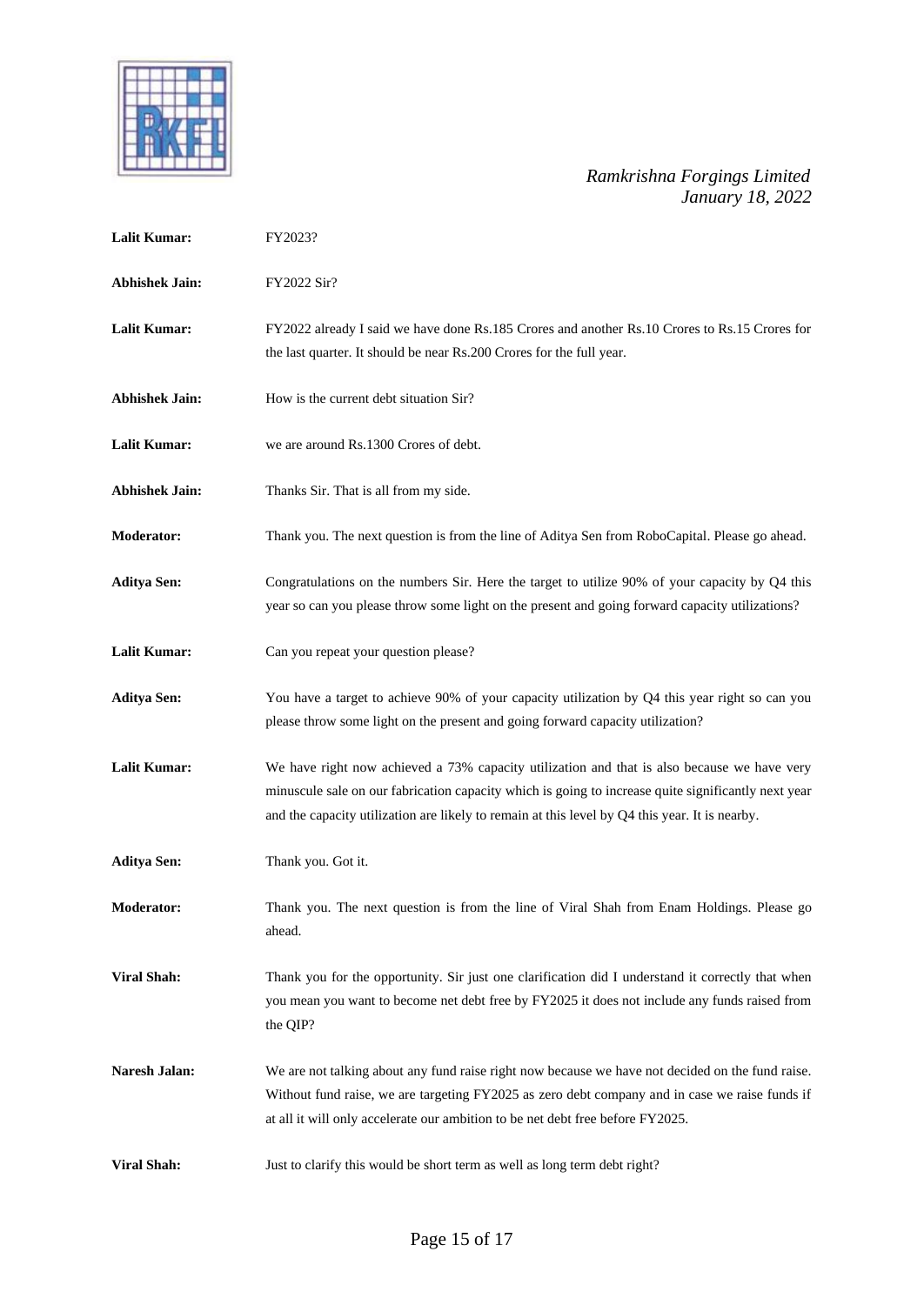**Lalit Kumar:** FY2023?

**Abhishek Jain:** FY2022 Sir?

**Lalit Kumar:** FY2022 already I said we have done Rs.185 Crores and another Rs.10 Crores to Rs.15 Crores for the last quarter. It should be near Rs.200 Crores for the full year.

**Abhishek Jain:** How is the current debt situation Sir?

**Lalit Kumar:** we are around Rs.1300 Crores of debt.

**Abhishek Jain:** Thanks Sir. That is all from my side.

**Moderator:** Thank you. The next question is from the line of Aditya Sen from RoboCapital. Please go ahead.

**Aditya Sen:** Congratulations on the numbers Sir. Here the target to utilize 90% of your capacity by Q4 this year so can you please throw some light on the present and going forward capacity utilizations?

**Lalit Kumar:** Can you repeat your question please?

**Aditya Sen:** You have a target to achieve 90% of your capacity utilization by Q4 this year right so can you please throw some light on the present and going forward capacity utilization?

**Lalit Kumar:** We have right now achieved a 73% capacity utilization and that is also because we have very minuscule sale on our fabrication capacity which is going to increase quite significantly next year and the capacity utilization are likely to remain at this level by Q4 this year. It is nearby.

**Aditya Sen:** Thank you. Got it.

**Moderator:** Thank you. The next question is from the line of Viral Shah from Enam Holdings. Please go ahead.

**Viral Shah:** Thank you for the opportunity. Sir just one clarification did I understand it correctly that when you mean you want to become net debt free by FY2025 it does not include any funds raised from the QIP?

**Naresh Jalan:** We are not talking about any fund raise right now because we have not decided on the fund raise. Without fund raise, we are targeting FY2025 as zero debt company and in case we raise funds if at all it will only accelerate our ambition to be net debt free before FY2025.

**Viral Shah:** Just to clarify this would be short term as well as long term debt right?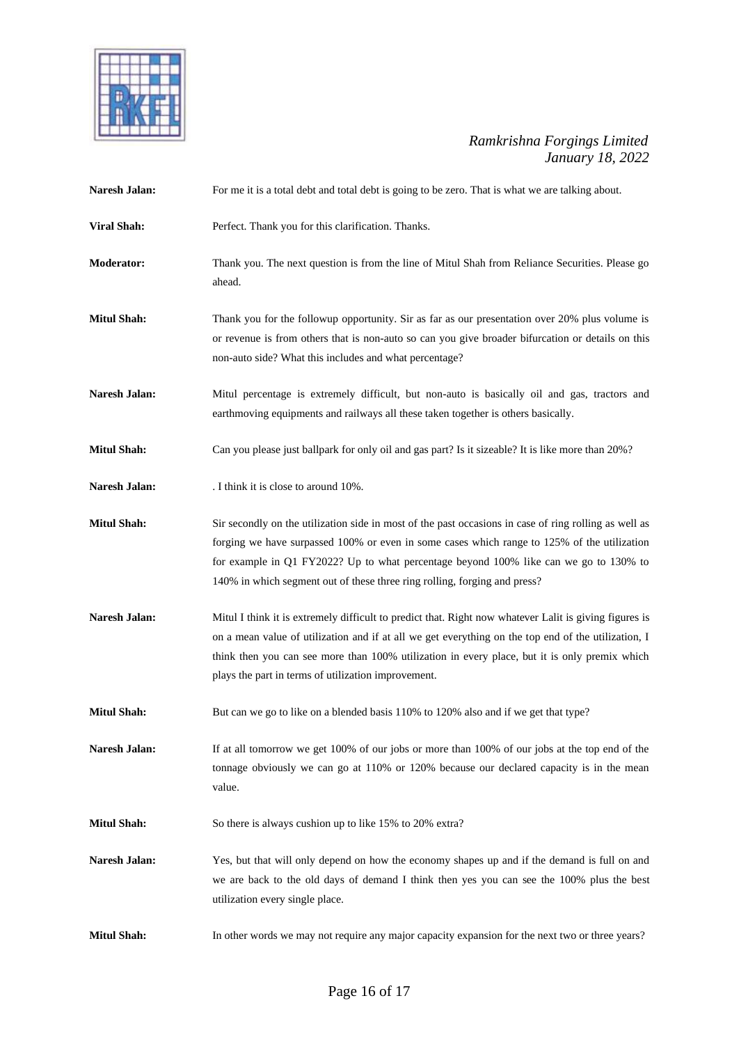**Naresh Jalan:** For me it is a total debt and total debt is going to be zero. That is what we are talking about.

**Viral Shah:** Perfect. Thank you for this clarification. Thanks.

**Moderator:** Thank you. The next question is from the line of Mitul Shah from Reliance Securities. Please go ahead.

**Mitul Shah:** Thank you for the followup opportunity. Sir as far as our presentation over 20% plus volume is or revenue is from others that is non-auto so can you give broader bifurcation or details on this non-auto side? What this includes and what percentage?

**Naresh Jalan:** Mitul percentage is extremely difficult, but non-auto is basically oil and gas, tractors and earthmoving equipments and railways all these taken together is others basically.

**Mitul Shah:** Can you please just ballpark for only oil and gas part? Is it sizeable? It is like more than 20%?

**Naresh Jalan:** . I think it is close to around 10%.

**Mitul Shah:** Sir secondly on the utilization side in most of the past occasions in case of ring rolling as well as forging we have surpassed 100% or even in some cases which range to 125% of the utilization for example in Q1 FY2022? Up to what percentage beyond 100% like can we go to 130% to 140% in which segment out of these three ring rolling, forging and press?

**Naresh Jalan:** Mitul I think it is extremely difficult to predict that. Right now whatever Lalit is giving figures is on a mean value of utilization and if at all we get everything on the top end of the utilization, I think then you can see more than 100% utilization in every place, but it is only premix which plays the part in terms of utilization improvement.

**Mitul Shah:** But can we go to like on a blended basis 110% to 120% also and if we get that type?

**Naresh Jalan:** If at all tomorrow we get 100% of our jobs or more than 100% of our jobs at the top end of the tonnage obviously we can go at 110% or 120% because our declared capacity is in the mean value.

**Mitul Shah:** So there is always cushion up to like 15% to 20% extra?

**Naresh Jalan:** Yes, but that will only depend on how the economy shapes up and if the demand is full on and we are back to the old days of demand I think then yes you can see the 100% plus the best utilization every single place.

**Mitul Shah:** In other words we may not require any major capacity expansion for the next two or three years?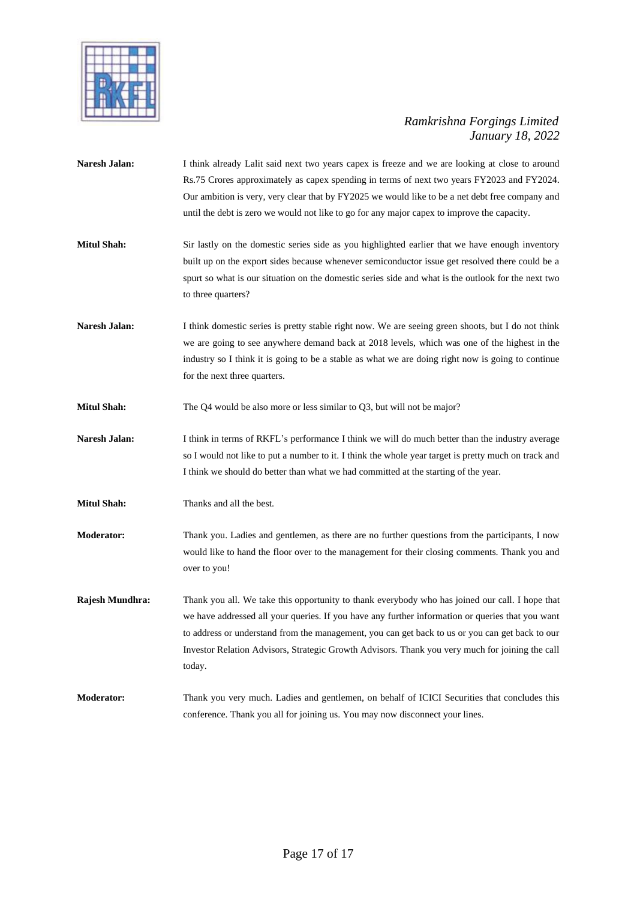**Naresh Jalan:** I think already Lalit said next two years capex is freeze and we are looking at close to around Rs.75 Crores approximately as capex spending in terms of next two years FY2023 and FY2024. Our ambition is very, very clear that by FY2025 we would like to be a net debt free company and until the debt is zero we would not like to go for any major capex to improve the capacity.

**Mitul Shah:** Sir lastly on the domestic series side as you highlighted earlier that we have enough inventory built up on the export sides because whenever semiconductor issue get resolved there could be a spurt so what is our situation on the domestic series side and what is the outlook for the next two to three quarters?

**Naresh Jalan:** I think domestic series is pretty stable right now. We are seeing green shoots, but I do not think we are going to see anywhere demand back at 2018 levels, which was one of the highest in the industry so I think it is going to be a stable as what we are doing right now is going to continue for the next three quarters.

**Mitul Shah:** The Q4 would be also more or less similar to Q3, but will not be major?

**Naresh Jalan:** I think in terms of RKFL's performance I think we will do much better than the industry average so I would not like to put a number to it. I think the whole year target is pretty much on track and I think we should do better than what we had committed at the starting of the year.

**Mitul Shah:** Thanks and all the best.

**Moderator:** Thank you. Ladies and gentlemen, as there are no further questions from the participants, I now would like to hand the floor over to the management for their closing comments. Thank you and over to you!

**Rajesh Mundhra:** Thank you all. We take this opportunity to thank everybody who has joined our call. I hope that we have addressed all your queries. If you have any further information or queries that you want to address or understand from the management, you can get back to us or you can get back to our Investor Relation Advisors, Strategic Growth Advisors. Thank you very much for joining the call today.

**Moderator:** Thank you very much. Ladies and gentlemen, on behalf of ICICI Securities that concludes this conference. Thank you all for joining us. You may now disconnect your lines.